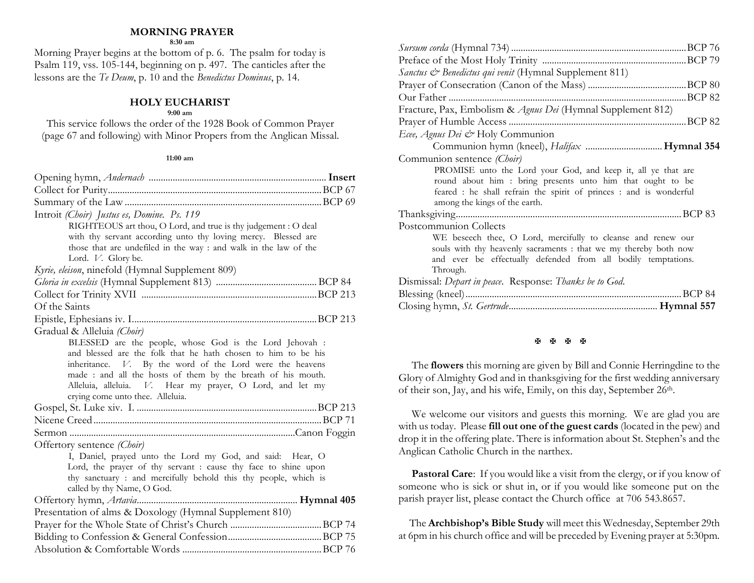## MORNING PRAYER

**8:30 am**

Morning Prayer begins at the bottom of p. 6. The psalm for today is Psalm 119, vss. 105-144, beginning on p. 497. The canticles after the lessons are the *Te Deum*, p. 10 and the *Benedictus Dominus*, p. 14.

## HOLY EUCHARIST

**9:00 am**

This service follows the order of the 1928 Book of Common Prayer (page 67 and following) with Minor Propers from the Anglican Missal.

**11:00 am**

Opening hymn, *Andernach* ........................................ **Insert**

Collect for Purity........................................ BCP 67

Summary of the Law........................................ BCP 69

Introit *(Choir) Justus es, Domine. Ps. 119*

> RIGHTEOUS art thou, O Lord, and true is thy judgement : O deal with thy servant according unto thy loving mercy. Blessed are those that are undefiled in the way : and walk in the law of the Lord. *V.* Glory be.

*Kyrie, eleison*, ninefold (Hymnal Supplement 809)

*Gloria in excelsis* (Hymnal Supplement 813) ........................................ BCP 84

Collect for Trinity XVII ........................................ BCP 213

Of the Saints

Epistle, Ephesians iv. I........................................ BCP 213

Gradual & Alleluia *(Choir)*

> BLESSED are the people, whose God is the Lord Jehovah : and blessed are the folk that he hath chosen to him to be his inheritance. *V.* By the word of the Lord were the heavens made : and all the hosts of them by the breath of his mouth. Alleluia, alleluia. *V.* Hear my prayer, O Lord, and let my crying come unto thee. Alleluia.

Gospel, St. Luke xiv. I. ........................................ BCP 213

Nicene Creed........................................ BCP 71

Sermon ........................................ Canon Foggin

Offertory sentence *(Choir)*

> I, Daniel, prayed unto the Lord my God, and said: Hear, O Lord, the prayer of thy servant : cause thy face to shine upon thy sanctuary : and mercifully behold this thy people, which is called by thy Name, O God.

Offertory hymn, *Artavia*........................................ **Hymnal 405**

Presentation of alms & Doxology (Hymnal Supplement 810)

Prayer for the Whole State of Christ's Church ........................................ BCP 74

Bidding to Confession & General Confession........................................ BCP 75

Absolution & Comfortable Words ........................................ BCP 76

*Sursum corda* (Hymnal 734) ........................................ BCP 76

Preface of the Most Holy Trinity ........................................ BCP 79

*Sanctus & Benedictus qui venit* (Hymnal Supplement 811)

Prayer of Consecration (Canon of the Mass) ........................................ BCP 80

Our Father ........................................ BCP 82

Fracture, Pax, Embolism & *Agnus Dei* (Hymnal Supplement 812)

Prayer of Humble Access ........................................ BCP 82

*Ecce, Agnus Dei &* Holy Communion

Communion hymn (kneel), *Halifax* ........................................ **Hymnal 354**

Communion sentence *(Choir)*

> PROMISE unto the Lord your God, and keep it, all ye that are round about him : bring presents unto him that ought to be feared : he shall refrain the spirit of princes : and is wonderful among the kings of the earth.

Thanksgiving........................................ BCP 83

Postcommunion Collects

> WE beseech thee, O Lord, mercifully to cleanse and renew our souls with thy heavenly sacraments : that we my thereby both now and ever be effectually defended from all bodily temptations. Through.

Dismissal: *Depart in peace*. Response: *Thanks be to God*.

Blessing (kneel)........................................ BCP 84

Closing hymn, *St. Gertrude*........................................ **Hymnal 557**

✠ ✠ ✠ ✠

The **flowers** this morning are given by Bill and Connie Herringdine to the Glory of Almighty God and in thanksgiving for the first wedding anniversary of their son, Jay, and his wife, Emily, on this day, September 26th.

We welcome our visitors and guests this morning. We are glad you are with us today. Please **fill out one of the guest cards** (located in the pew) and drop it in the offering plate. There is information about St. Stephen's and the Anglican Catholic Church in the narthex.

**Pastoral Care**: If you would like a visit from the clergy, or if you know of someone who is sick or shut in, or if you would like someone put on the parish prayer list, please contact the Church office at 706 543.8657.

The **Archbishop's Bible Study** will meet this Wednesday, September 29th at 6pm in his church office and will be preceded by Evening prayer at 5:30pm.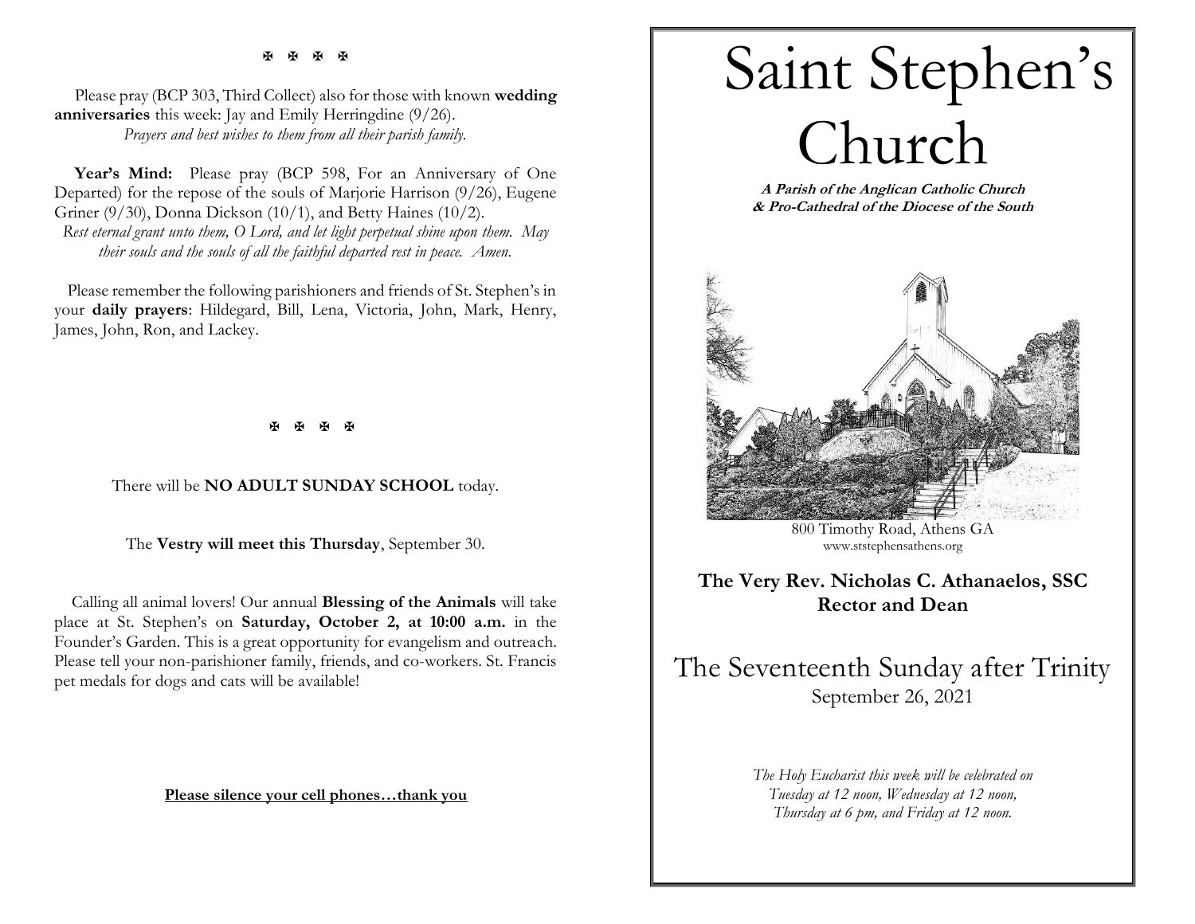✠ ✠ ✠ ✠

Please pray (BCP 303, Third Collect) also for those with known **wedding anniversaries** this week: Jay and Emily Herringdine (9/26).

*Prayers and best wishes to them from all their parish family.*

**Year's Mind:** Please pray (BCP 598, For an Anniversary of One Departed) for the repose of the souls of Marjorie Harrison (9/26), Eugene Griner (9/30), Donna Dickson (10/1), and Betty Haines (10/2).

*Rest eternal grant unto them, O Lord, and let light perpetual shine upon them. May their souls and the souls of all the faithful departed rest in peace. Amen.*

Please remember the following parishioners and friends of St. Stephen's in your **daily prayers**: Hildegard, Bill, Lena, Victoria, John, Mark, Henry, James, John, Ron, and Lackey.

✠ ✠ ✠ ✠

There will be **NO ADULT SUNDAY SCHOOL** today.

The **Vestry will meet this Thursday**, September 30.

Calling all animal lovers! Our annual **Blessing of the Animals** will take place at St. Stephen's on **Saturday, October 2, at 10:00 a.m.** in the Founder's Garden. This is a great opportunity for evangelism and outreach. Please tell your non-parishioner family, friends, and co-workers. St. Francis pet medals for dogs and cats will be available!

**Please silence your cell phones…thank you**

# Saint Stephen's Church

***A Parish of the Anglican Catholic Church & Pro-Cathedral of the Diocese of the South***

800 Timothy Road, Athens GA
www.ststephensathens.org

**The Very Rev. Nicholas C. Athanaelos, SSC**
**Rector and Dean**

## The Seventeenth Sunday after Trinity

September 26, 2021

*The Holy Eucharist this week will be celebrated on Tuesday at 12 noon, Wednesday at 12 noon, Thursday at 6 pm, and Friday at 12 noon.*